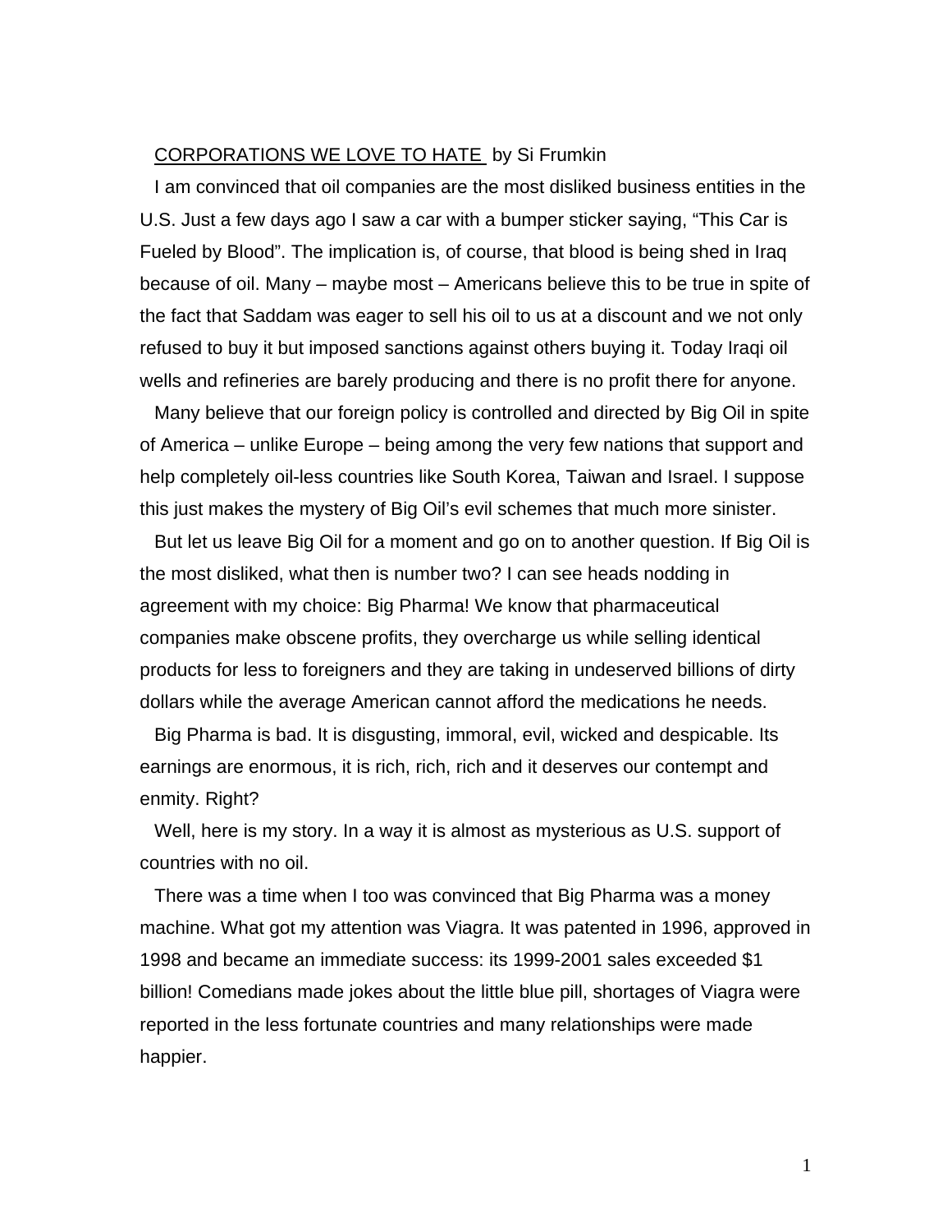CORPORATIONS WE LOVE TO HATE by Si Frumkin

I am convinced that oil companies are the most disliked business entities in the U.S. Just a few days ago I saw a car with a bumper sticker saying, "This Car is Fueled by Blood". The implication is, of course, that blood is being shed in Iraq because of oil. Many – maybe most – Americans believe this to be true in spite of the fact that Saddam was eager to sell his oil to us at a discount and we not only refused to buy it but imposed sanctions against others buying it. Today Iraqi oil wells and refineries are barely producing and there is no profit there for anyone.

Many believe that our foreign policy is controlled and directed by Big Oil in spite of America – unlike Europe – being among the very few nations that support and help completely oil-less countries like South Korea, Taiwan and Israel. I suppose this just makes the mystery of Big Oil's evil schemes that much more sinister.

But let us leave Big Oil for a moment and go on to another question. If Big Oil is the most disliked, what then is number two? I can see heads nodding in agreement with my choice: Big Pharma! We know that pharmaceutical companies make obscene profits, they overcharge us while selling identical products for less to foreigners and they are taking in undeserved billions of dirty dollars while the average American cannot afford the medications he needs.

Big Pharma is bad. It is disgusting, immoral, evil, wicked and despicable. Its earnings are enormous, it is rich, rich, rich and it deserves our contempt and enmity. Right?

Well, here is my story. In a way it is almost as mysterious as U.S. support of countries with no oil.

There was a time when I too was convinced that Big Pharma was a money machine. What got my attention was Viagra. It was patented in 1996, approved in 1998 and became an immediate success: its 1999-2001 sales exceeded $1 billion! Comedians made jokes about the little blue pill, shortages of Viagra were reported in the less fortunate countries and many relationships were made happier.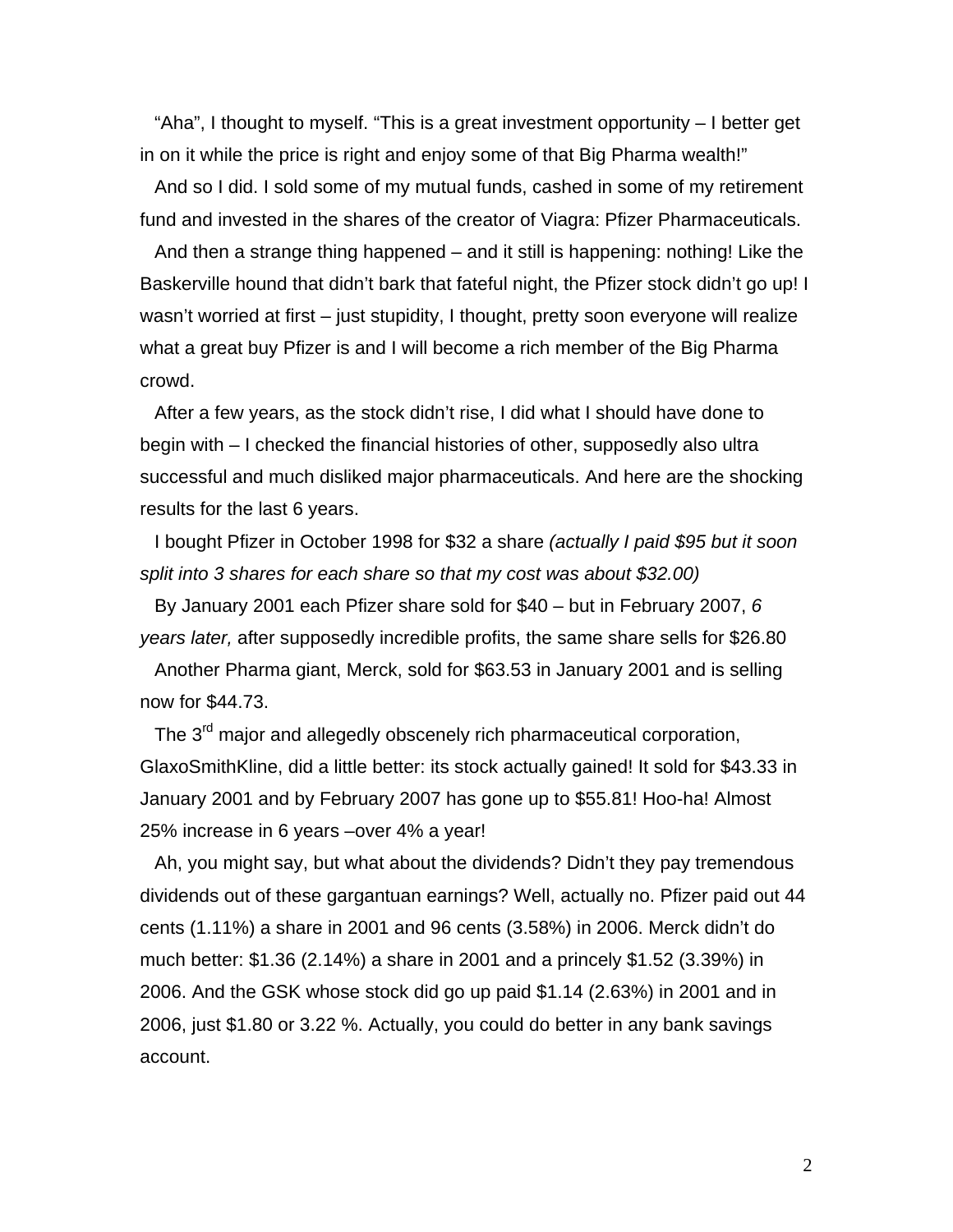"Aha", I thought to myself. "This is a great investment opportunity – I better get in on it while the price is right and enjoy some of that Big Pharma wealth!"

And so I did. I sold some of my mutual funds, cashed in some of my retirement fund and invested in the shares of the creator of Viagra: Pfizer Pharmaceuticals.

And then a strange thing happened – and it still is happening: nothing! Like the Baskerville hound that didn't bark that fateful night, the Pfizer stock didn't go up! I wasn't worried at first – just stupidity, I thought, pretty soon everyone will realize what a great buy Pfizer is and I will become a rich member of the Big Pharma crowd.

After a few years, as the stock didn't rise, I did what I should have done to begin with – I checked the financial histories of other, supposedly also ultra successful and much disliked major pharmaceuticals. And here are the shocking results for the last 6 years.

I bought Pfizer in October 1998 for $32 a share *(actually I paid $95 but it soon split into 3 shares for each share so that my cost was about $32.00)*

By January 2001 each Pfizer share sold for $40 – but in February 2007, *6 years later,* after supposedly incredible profits, the same share sells for $26.80

Another Pharma giant, Merck, sold for $63.53 in January 2001 and is selling now for $44.73.

The 3rd major and allegedly obscenely rich pharmaceutical corporation, GlaxoSmithKline, did a little better: its stock actually gained! It sold for $43.33 in January 2001 and by February 2007 has gone up to $55.81! Hoo-ha! Almost 25% increase in 6 years –over 4% a year!

Ah, you might say, but what about the dividends? Didn't they pay tremendous dividends out of these gargantuan earnings? Well, actually no. Pfizer paid out 44 cents (1.11%) a share in 2001 and 96 cents (3.58%) in 2006. Merck didn't do much better: $1.36 (2.14%) a share in 2001 and a princely $1.52 (3.39%) in 2006. And the GSK whose stock did go up paid $1.14 (2.63%) in 2001 and in 2006, just $1.80 or 3.22 %. Actually, you could do better in any bank savings account.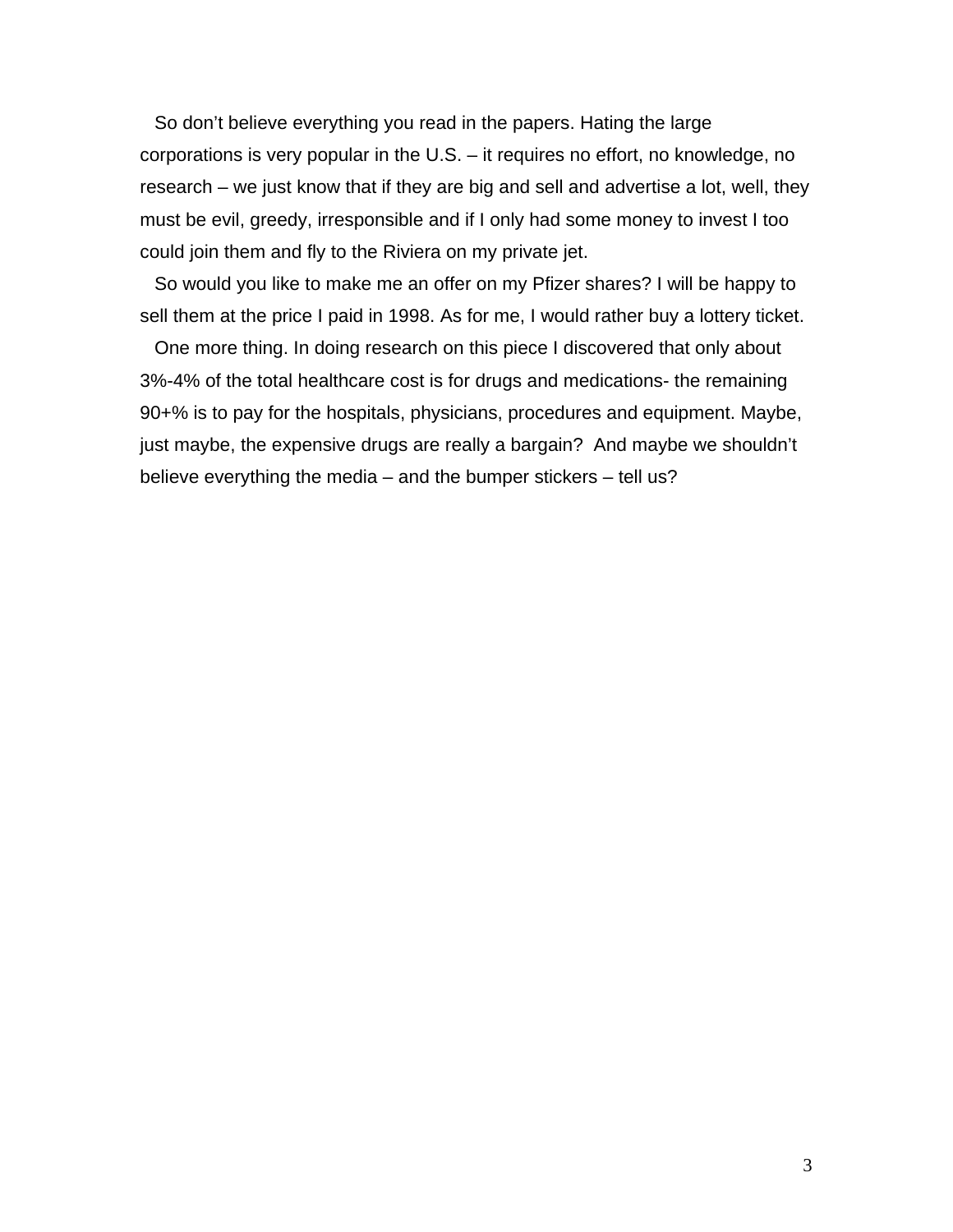So don't believe everything you read in the papers. Hating the large corporations is very popular in the U.S. – it requires no effort, no knowledge, no research – we just know that if they are big and sell and advertise a lot, well, they must be evil, greedy, irresponsible and if I only had some money to invest I too could join them and fly to the Riviera on my private jet.

So would you like to make me an offer on my Pfizer shares? I will be happy to sell them at the price I paid in 1998. As for me, I would rather buy a lottery ticket.

One more thing. In doing research on this piece I discovered that only about 3%-4% of the total healthcare cost is for drugs and medications- the remaining 90+% is to pay for the hospitals, physicians, procedures and equipment. Maybe, just maybe, the expensive drugs are really a bargain? And maybe we shouldn't believe everything the media – and the bumper stickers – tell us?